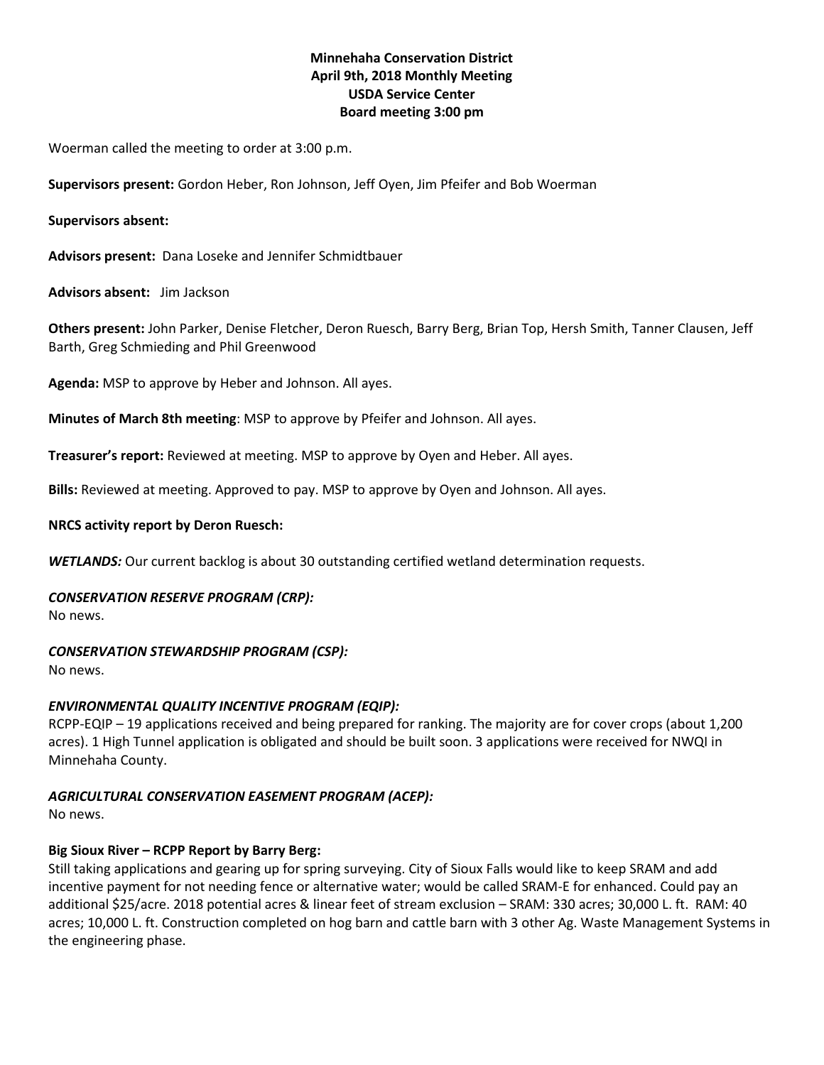**Minnehaha Conservation District**
**April 9th, 2018 Monthly Meeting**
**USDA Service Center**
**Board meeting 3:00 pm**

Woerman called the meeting to order at 3:00 p.m.

**Supervisors present:** Gordon Heber, Ron Johnson, Jeff Oyen, Jim Pfeifer and Bob Woerman

**Supervisors absent:**

**Advisors present:** Dana Loseke and Jennifer Schmidtbauer

**Advisors absent:** Jim Jackson

**Others present:** John Parker, Denise Fletcher, Deron Ruesch, Barry Berg, Brian Top, Hersh Smith, Tanner Clausen, Jeff Barth, Greg Schmieding and Phil Greenwood

**Agenda:** MSP to approve by Heber and Johnson. All ayes.

**Minutes of March 8th meeting**: MSP to approve by Pfeifer and Johnson. All ayes.

**Treasurer's report:** Reviewed at meeting. MSP to approve by Oyen and Heber. All ayes.

**Bills:** Reviewed at meeting. Approved to pay. MSP to approve by Oyen and Johnson. All ayes.

**NRCS activity report by Deron Ruesch:**

***WETLANDS:*** Our current backlog is about 30 outstanding certified wetland determination requests.

***CONSERVATION RESERVE PROGRAM (CRP):***
No news.

***CONSERVATION STEWARDSHIP PROGRAM (CSP):***
No news.

***ENVIRONMENTAL QUALITY INCENTIVE PROGRAM (EQIP):***
RCPP-EQIP – 19 applications received and being prepared for ranking. The majority are for cover crops (about 1,200 acres). 1 High Tunnel application is obligated and should be built soon. 3 applications were received for NWQI in Minnehaha County.

***AGRICULTURAL CONSERVATION EASEMENT PROGRAM (ACEP):***
No news.

**Big Sioux River – RCPP Report by Barry Berg:**
Still taking applications and gearing up for spring surveying. City of Sioux Falls would like to keep SRAM and add incentive payment for not needing fence or alternative water; would be called SRAM-E for enhanced. Could pay an additional $25/acre. 2018 potential acres & linear feet of stream exclusion – SRAM: 330 acres; 30,000 L. ft. RAM: 40 acres; 10,000 L. ft. Construction completed on hog barn and cattle barn with 3 other Ag. Waste Management Systems in the engineering phase.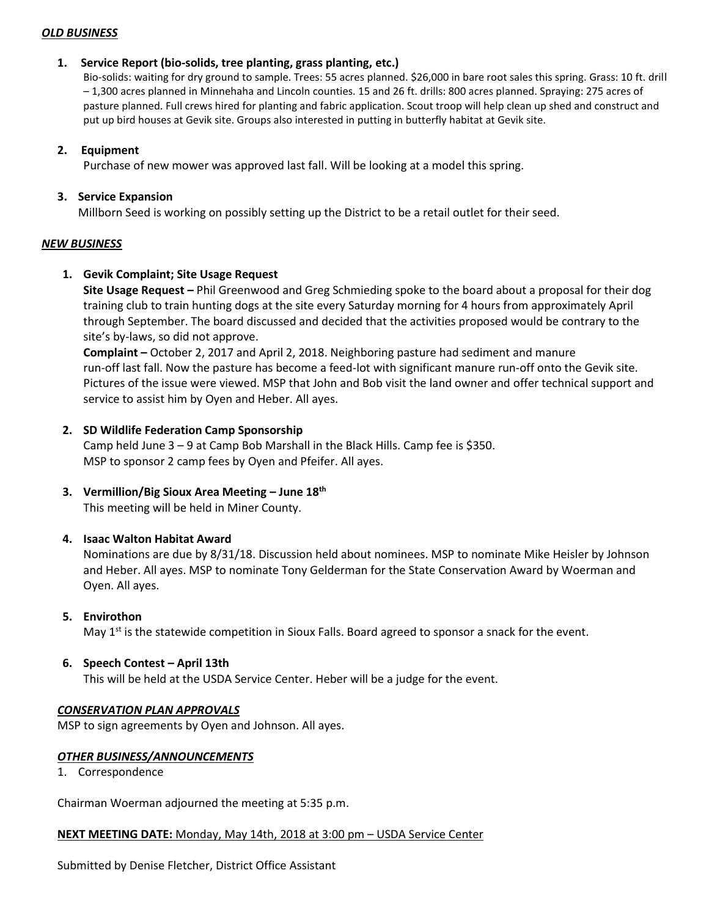***OLD BUSINESS***

1. **Service Report (bio-solids, tree planting, grass planting, etc.)**
   Bio-solids: waiting for dry ground to sample. Trees: 55 acres planned. $26,000 in bare root sales this spring. Grass: 10 ft. drill – 1,300 acres planned in Minnehaha and Lincoln counties. 15 and 26 ft. drills: 800 acres planned. Spraying: 275 acres of pasture planned. Full crews hired for planting and fabric application. Scout troop will help clean up shed and construct and put up bird houses at Gevik site. Groups also interested in putting in butterfly habitat at Gevik site.

2. **Equipment**
   Purchase of new mower was approved last fall. Will be looking at a model this spring.

3. **Service Expansion**
   Millborn Seed is working on possibly setting up the District to be a retail outlet for their seed.

***NEW BUSINESS***

1. **Gevik Complaint; Site Usage Request**
   **Site Usage Request –** Phil Greenwood and Greg Schmieding spoke to the board about a proposal for their dog training club to train hunting dogs at the site every Saturday morning for 4 hours from approximately April through September. The board discussed and decided that the activities proposed would be contrary to the site's by-laws, so did not approve.
   **Complaint –** October 2, 2017 and April 2, 2018. Neighboring pasture had sediment and manure run-off last fall. Now the pasture has become a feed-lot with significant manure run-off onto the Gevik site. Pictures of the issue were viewed. MSP that John and Bob visit the land owner and offer technical support and service to assist him by Oyen and Heber. All ayes.

2. **SD Wildlife Federation Camp Sponsorship**
   Camp held June 3 – 9 at Camp Bob Marshall in the Black Hills. Camp fee is $350.
   MSP to sponsor 2 camp fees by Oyen and Pfeifer. All ayes.

3. **Vermillion/Big Sioux Area Meeting – June 18th**
   This meeting will be held in Miner County.

4. **Isaac Walton Habitat Award**
   Nominations are due by 8/31/18. Discussion held about nominees. MSP to nominate Mike Heisler by Johnson and Heber. All ayes. MSP to nominate Tony Gelderman for the State Conservation Award by Woerman and Oyen. All ayes.

5. **Envirothon**
   May 1st is the statewide competition in Sioux Falls. Board agreed to sponsor a snack for the event.

6. **Speech Contest – April 13th**
   This will be held at the USDA Service Center. Heber will be a judge for the event.

***CONSERVATION PLAN APPROVALS***

MSP to sign agreements by Oyen and Johnson. All ayes.

***OTHER BUSINESS/ANNOUNCEMENTS***

1. Correspondence

Chairman Woerman adjourned the meeting at 5:35 p.m.

**NEXT MEETING DATE:** Monday, May 14th, 2018 at 3:00 pm – USDA Service Center

Submitted by Denise Fletcher, District Office Assistant